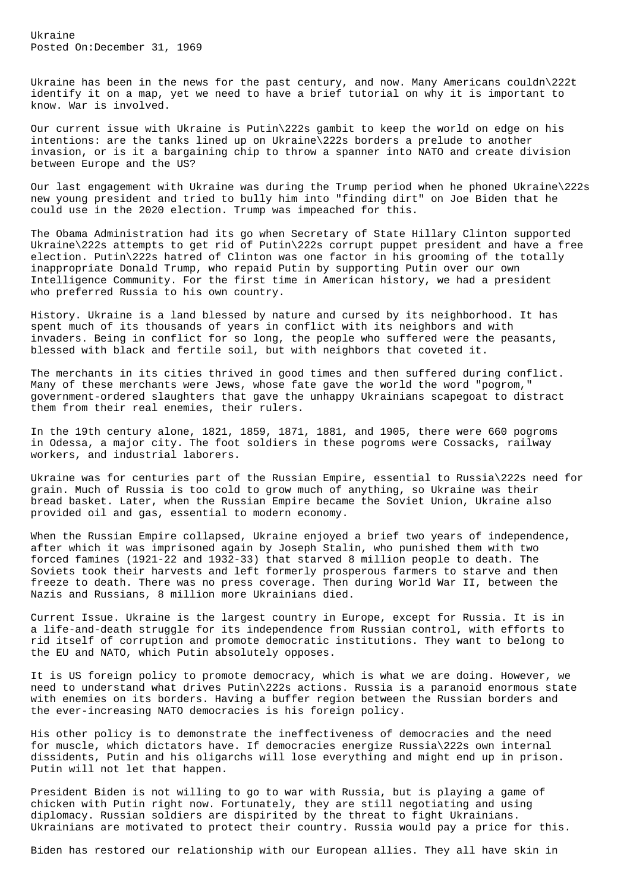Ukraine
Posted On:December 31, 1969

Ukraine has been in the news for the past century, and now. Many Americans couldn\222t identify it on a map, yet we need to have a brief tutorial on why it is important to know. War is involved.

Our current issue with Ukraine is Putin\222s gambit to keep the world on edge on his intentions: are the tanks lined up on Ukraine\222s borders a prelude to another invasion, or is it a bargaining chip to throw a spanner into NATO and create division between Europe and the US?

Our last engagement with Ukraine was during the Trump period when he phoned Ukraine\222s new young president and tried to bully him into "finding dirt" on Joe Biden that he could use in the 2020 election. Trump was impeached for this.

The Obama Administration had its go when Secretary of State Hillary Clinton supported Ukraine\222s attempts to get rid of Putin\222s corrupt puppet president and have a free election. Putin\222s hatred of Clinton was one factor in his grooming of the totally inappropriate Donald Trump, who repaid Putin by supporting Putin over our own Intelligence Community. For the first time in American history, we had a president who preferred Russia to his own country.

History. Ukraine is a land blessed by nature and cursed by its neighborhood. It has spent much of its thousands of years in conflict with its neighbors and with invaders. Being in conflict for so long, the people who suffered were the peasants, blessed with black and fertile soil, but with neighbors that coveted it.

The merchants in its cities thrived in good times and then suffered during conflict. Many of these merchants were Jews, whose fate gave the world the word "pogrom," government-ordered slaughters that gave the unhappy Ukrainians scapegoat to distract them from their real enemies, their rulers.

In the 19th century alone, 1821, 1859, 1871, 1881, and 1905, there were 660 pogroms in Odessa, a major city. The foot soldiers in these pogroms were Cossacks, railway workers, and industrial laborers.

Ukraine was for centuries part of the Russian Empire, essential to Russia\222s need for grain. Much of Russia is too cold to grow much of anything, so Ukraine was their bread basket. Later, when the Russian Empire became the Soviet Union, Ukraine also provided oil and gas, essential to modern economy.

When the Russian Empire collapsed, Ukraine enjoyed a brief two years of independence, after which it was imprisoned again by Joseph Stalin, who punished them with two forced famines (1921-22 and 1932-33) that starved 8 million people to death. The Soviets took their harvests and left formerly prosperous farmers to starve and then freeze to death. There was no press coverage. Then during World War II, between the Nazis and Russians, 8 million more Ukrainians died.

Current Issue. Ukraine is the largest country in Europe, except for Russia. It is in a life-and-death struggle for its independence from Russian control, with efforts to rid itself of corruption and promote democratic institutions. They want to belong to the EU and NATO, which Putin absolutely opposes.

It is US foreign policy to promote democracy, which is what we are doing. However, we need to understand what drives Putin\222s actions. Russia is a paranoid enormous state with enemies on its borders. Having a buffer region between the Russian borders and the ever-increasing NATO democracies is his foreign policy.

His other policy is to demonstrate the ineffectiveness of democracies and the need for muscle, which dictators have. If democracies energize Russia\222s own internal dissidents, Putin and his oligarchs will lose everything and might end up in prison. Putin will not let that happen.

President Biden is not willing to go to war with Russia, but is playing a game of chicken with Putin right now. Fortunately, they are still negotiating and using diplomacy. Russian soldiers are dispirited by the threat to fight Ukrainians. Ukrainians are motivated to protect their country. Russia would pay a price for this.

Biden has restored our relationship with our European allies. They all have skin in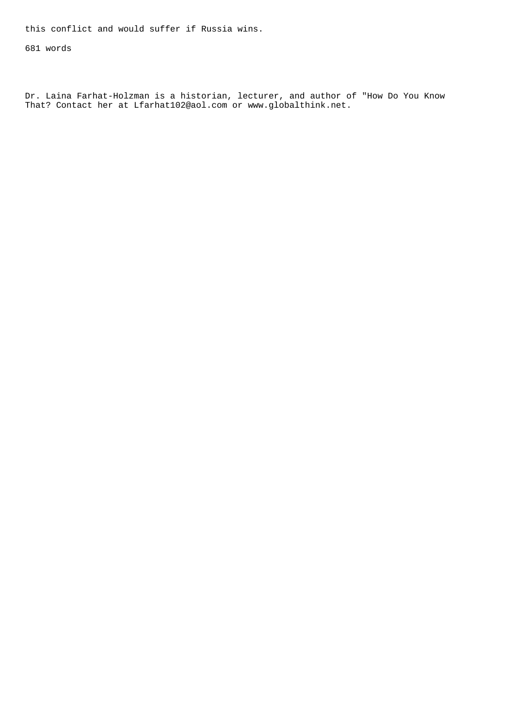this conflict and would suffer if Russia wins.

681 words

Dr. Laina Farhat-Holzman is a historian, lecturer, and author of "How Do You Know That? Contact her at Lfarhat102@aol.com or www.globalthink.net.